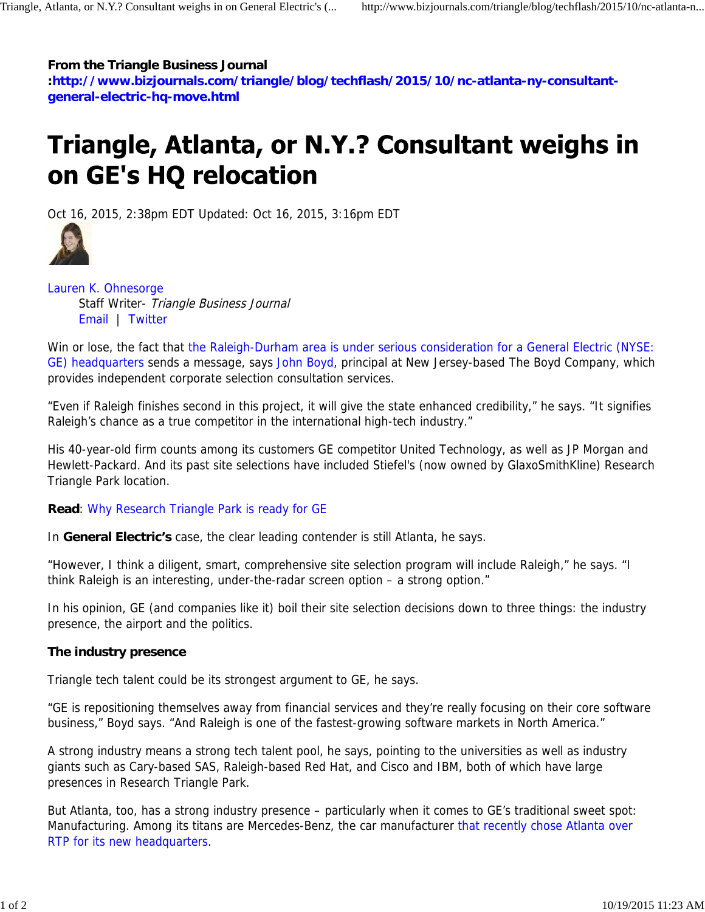**From the Triangle Business Journal**
**:http://www.bizjournals.com/triangle/blog/techflash/2015/10/nc-atlanta-ny-consultant-general-electric-hq-move.html**

# Triangle, Atlanta, or N.Y.? Consultant weighs in on GE's HQ relocation

Oct 16, 2015, 2:38pm EDT Updated: Oct 16, 2015, 3:16pm EDT

Lauren K. Ohnesorge
Staff Writer- *Triangle Business Journal*
Email | Twitter

Win or lose, the fact that the Raleigh-Durham area is under serious consideration for a General Electric (NYSE: GE) headquarters sends a message, says John Boyd, principal at New Jersey-based The Boyd Company, which provides independent corporate selection consultation services.

"Even if Raleigh finishes second in this project, it will give the state enhanced credibility," he says. "It signifies Raleigh's chance as a true competitor in the international high-tech industry."

His 40-year-old firm counts among its customers GE competitor United Technology, as well as JP Morgan and Hewlett-Packard. And its past site selections have included Stiefel's (now owned by GlaxoSmithKline) Research Triangle Park location.

**Read**: Why Research Triangle Park is ready for GE

In **General Electric's** case, the clear leading contender is still Atlanta, he says.

"However, I think a diligent, smart, comprehensive site selection program will include Raleigh," he says. "I think Raleigh is an interesting, under-the-radar screen option – a strong option."

In his opinion, GE (and companies like it) boil their site selection decisions down to three things: the industry presence, the airport and the politics.

**The industry presence**

Triangle tech talent could be its strongest argument to GE, he says.

"GE is repositioning themselves away from financial services and they're really focusing on their core software business," Boyd says. "And Raleigh is one of the fastest-growing software markets in North America."

A strong industry means a strong tech talent pool, he says, pointing to the universities as well as industry giants such as Cary-based SAS, Raleigh-based Red Hat, and Cisco and IBM, both of which have large presences in Research Triangle Park.

But Atlanta, too, has a strong industry presence – particularly when it comes to GE's traditional sweet spot: Manufacturing. Among its titans are Mercedes-Benz, the car manufacturer that recently chose Atlanta over RTP for its new headquarters.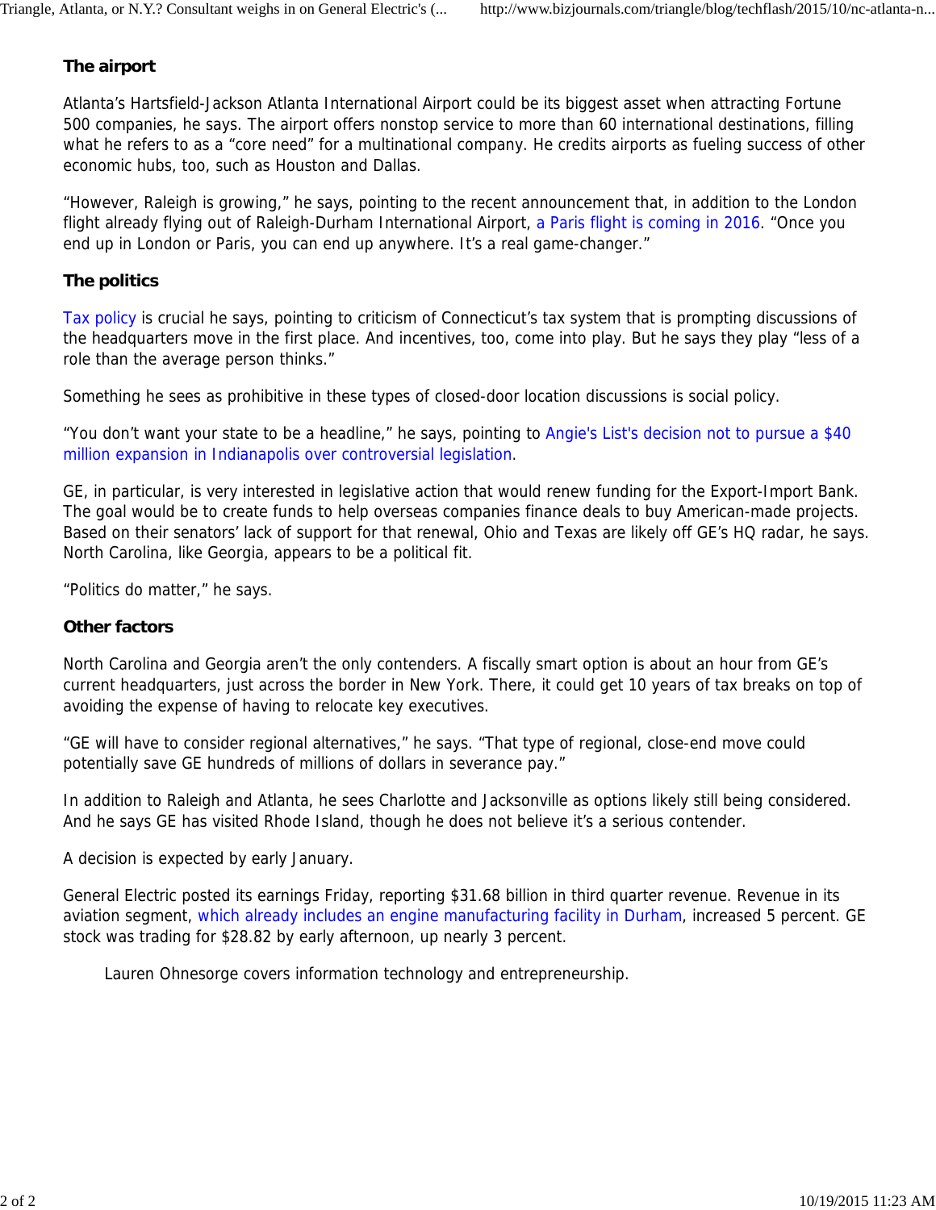### The airport

Atlanta's Hartsfield-Jackson Atlanta International Airport could be its biggest asset when attracting Fortune 500 companies, he says. The airport offers nonstop service to more than 60 international destinations, filling what he refers to as a "core need" for a multinational company. He credits airports as fueling success of other economic hubs, too, such as Houston and Dallas.

"However, Raleigh is growing," he says, pointing to the recent announcement that, in addition to the London flight already flying out of Raleigh-Durham International Airport, a Paris flight is coming in 2016. "Once you end up in London or Paris, you can end up anywhere. It's a real game-changer."

### The politics

Tax policy is crucial he says, pointing to criticism of Connecticut's tax system that is prompting discussions of the headquarters move in the first place. And incentives, too, come into play. But he says they play "less of a role than the average person thinks."

Something he sees as prohibitive in these types of closed-door location discussions is social policy.

"You don't want your state to be a headline," he says, pointing to Angie's List's decision not to pursue a $40 million expansion in Indianapolis over controversial legislation.

GE, in particular, is very interested in legislative action that would renew funding for the Export-Import Bank. The goal would be to create funds to help overseas companies finance deals to buy American-made projects. Based on their senators' lack of support for that renewal, Ohio and Texas are likely off GE's HQ radar, he says. North Carolina, like Georgia, appears to be a political fit.

"Politics do matter," he says.

### Other factors

North Carolina and Georgia aren't the only contenders. A fiscally smart option is about an hour from GE's current headquarters, just across the border in New York. There, it could get 10 years of tax breaks on top of avoiding the expense of having to relocate key executives.

"GE will have to consider regional alternatives," he says. "That type of regional, close-end move could potentially save GE hundreds of millions of dollars in severance pay."

In addition to Raleigh and Atlanta, he sees Charlotte and Jacksonville as options likely still being considered. And he says GE has visited Rhode Island, though he does not believe it's a serious contender.

A decision is expected by early January.

General Electric posted its earnings Friday, reporting $31.68 billion in third quarter revenue. Revenue in its aviation segment, which already includes an engine manufacturing facility in Durham, increased 5 percent. GE stock was trading for $28.82 by early afternoon, up nearly 3 percent.

Lauren Ohnesorge covers information technology and entrepreneurship.